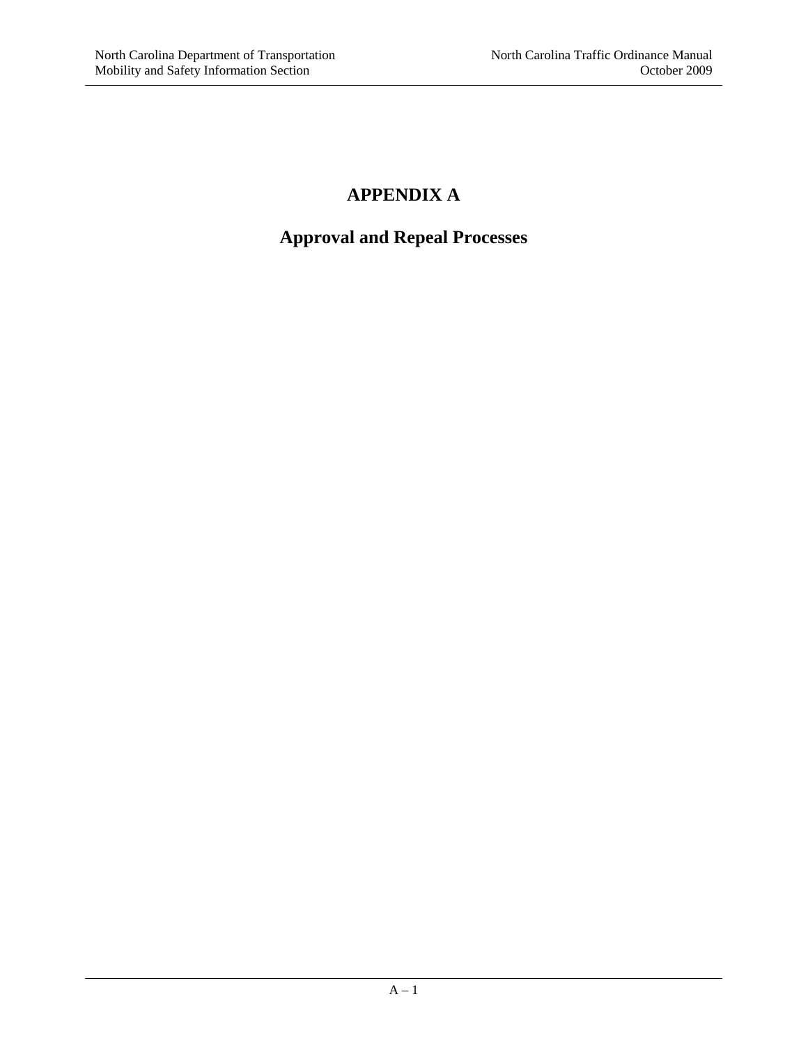# APPENDIX A

## Approval and Repeal Processes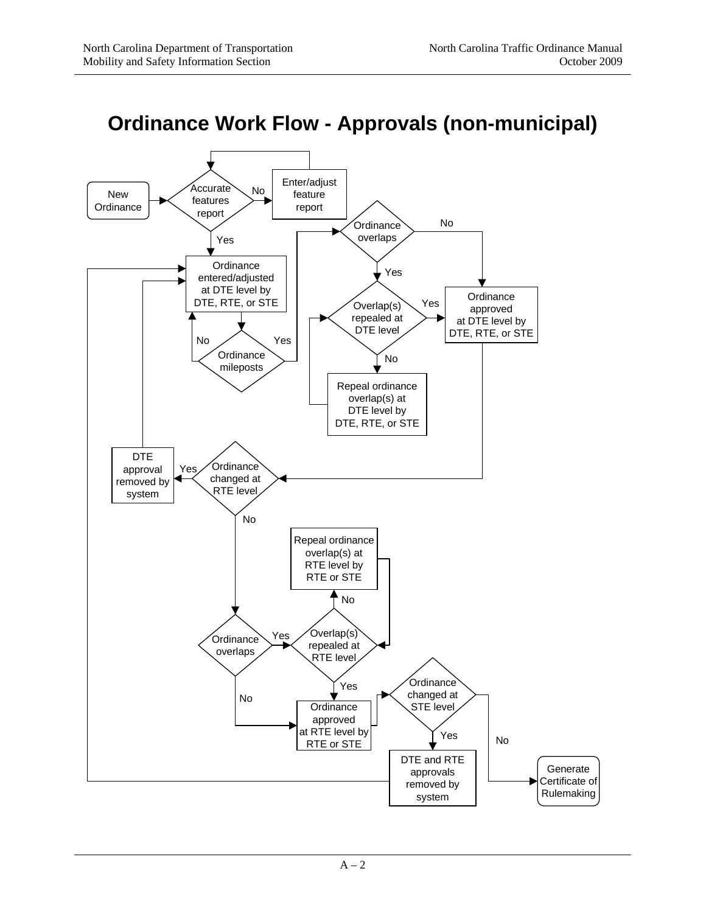# Ordinance Work Flow - Approvals (non-municipal)

New Ordinance

Accurate features report

No

Enter/adjust feature report

Yes

Ordinance entered/adjusted at DTE level by DTE, RTE, or STE

Ordinance mileposts

No

Yes

Ordinance overlaps

No

Yes

Overlap(s) repealed at DTE level

Yes

No

Ordinance approved at DTE level by DTE, RTE, or STE

Repeal ordinance overlap(s) at DTE level by DTE, RTE, or STE

DTE approval removed by system

Yes

Ordinance changed at RTE level

No

Repeal ordinance overlap(s) at RTE level by RTE or STE

No

Ordinance overlaps

Yes

Overlap(s) repealed at RTE level

Yes

No

Ordinance approved at RTE level by RTE or STE

Ordinance changed at STE level

Yes

No

DTE and RTE approvals removed by system

Generate Certificate of Rulemaking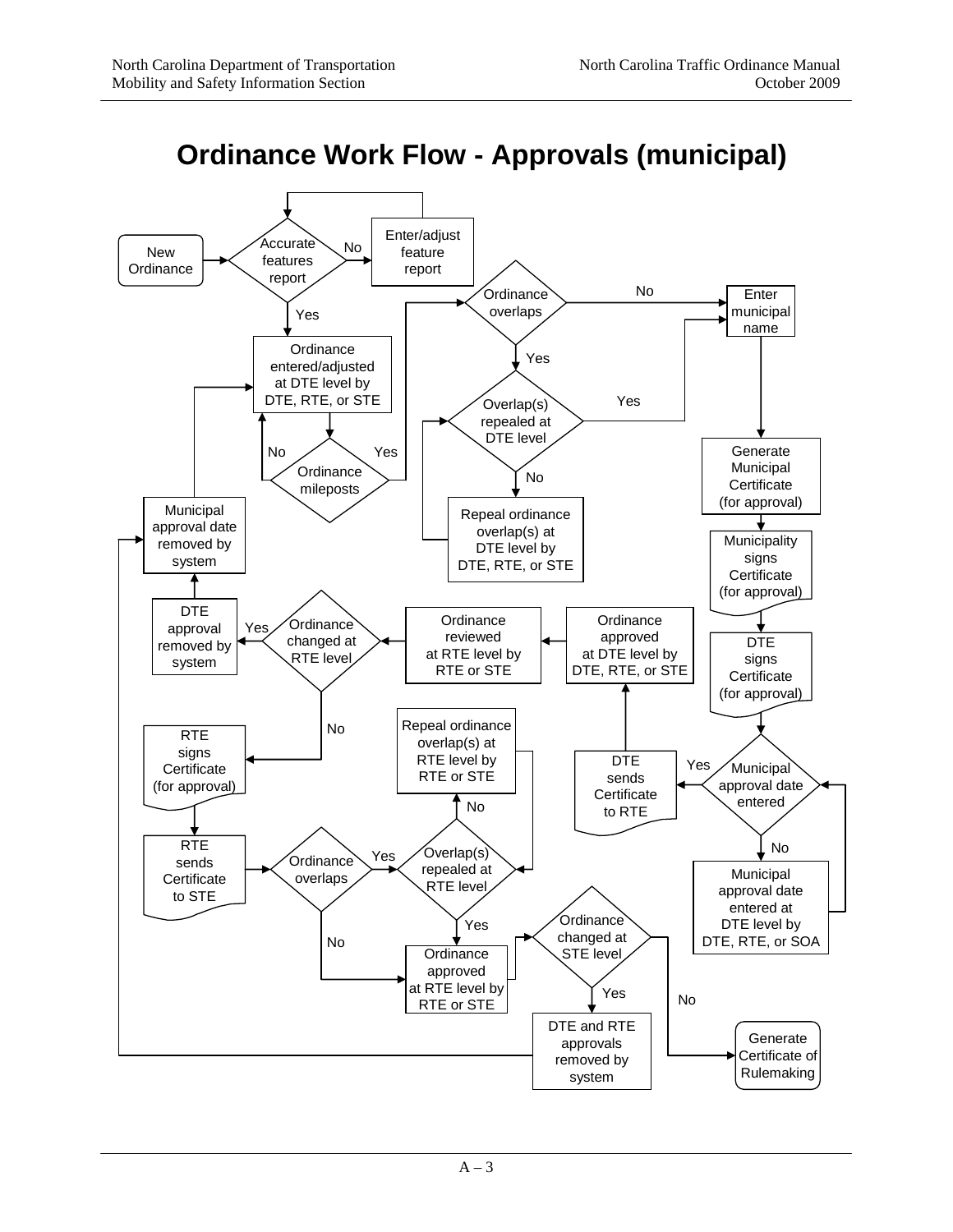# Ordinance Work Flow - Approvals (municipal)

New Ordinance

Accurate features report

No

Enter/adjust feature report

Yes

Ordinance entered/adjusted at DTE level by DTE, RTE, or STE

No

Yes

Ordinance mileposts

Ordinance overlaps

No

Enter municipal name

Yes

Overlap(s) repealed at DTE level

Yes

No

Repeal ordinance overlap(s) at DTE level by DTE, RTE, or STE

Generate Municipal Certificate (for approval)

Municipality signs Certificate (for approval)

DTE signs Certificate (for approval)

Municipal approval date entered

Yes

No

Municipal approval date entered at DTE level by DTE, RTE, or SOA

DTE sends Certificate to RTE

Ordinance approved at DTE level by DTE, RTE, or STE

Ordinance reviewed at RTE level by RTE or STE

Ordinance changed at RTE level

Yes

DTE approval removed by system

Municipal approval date removed by system

No

RTE signs Certificate (for approval)

RTE sends Certificate to STE

Ordinance overlaps

Yes

Overlap(s) repealed at RTE level

No

Repeal ordinance overlap(s) at RTE level by RTE or STE

Yes

No

Ordinance approved at RTE level by RTE or STE

Ordinance changed at STE level

Yes

DTE and RTE approvals removed by system

No

Generate Certificate of Rulemaking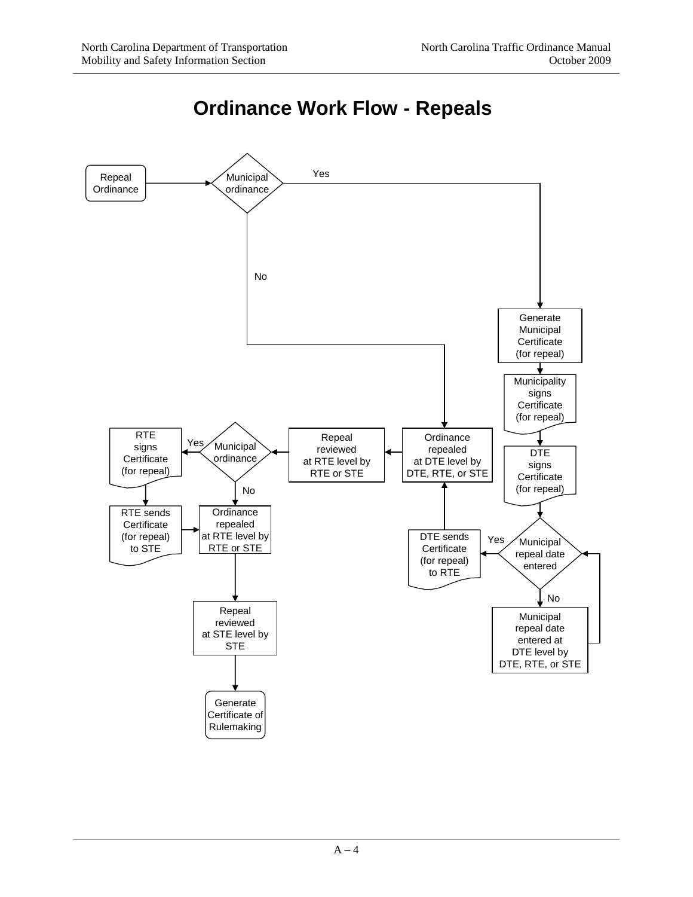# Ordinance Work Flow - Repeals

Repeal Ordinance → Municipal ordinance

- Yes → Generate Municipal Certificate (for repeal) → Municipality signs Certificate (for repeal) → DTE signs Certificate (for repeal) → Municipal repeal date entered
  - No → Municipal repeal date entered at DTE level by DTE, RTE, or STE → Municipal repeal date entered
  - Yes → DTE sends Certificate (for repeal) to RTE → Ordinance repealed at DTE level by DTE, RTE, or STE
- No → Ordinance repealed at DTE level by DTE, RTE, or STE

Ordinance repealed at DTE level by DTE, RTE, or STE → Repeal reviewed at RTE level by RTE or STE → Municipal ordinance

- Yes → RTE signs Certificate (for repeal) → RTE sends Certificate (for repeal) to STE → Ordinance repealed at RTE level by RTE or STE
- No → Ordinance repealed at RTE level by RTE or STE

Ordinance repealed at RTE level by RTE or STE → Repeal reviewed at STE level by STE → Generate Certificate of Rulemaking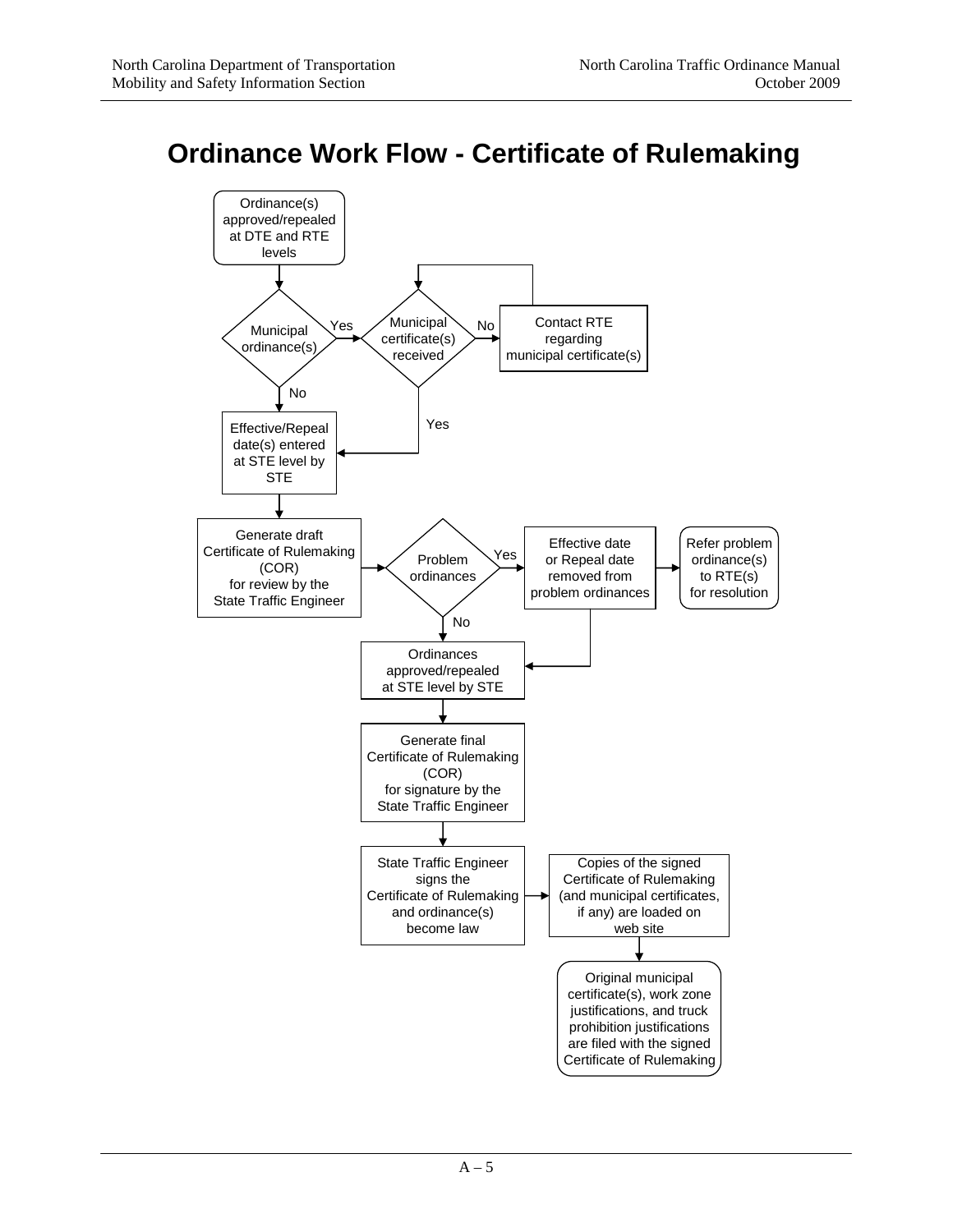# Ordinance Work Flow - Certificate of Rulemaking

Ordinance(s) approved/repealed at DTE and RTE levels

Municipal ordinance(s)

Yes

No

Municipal certificate(s) received

No

Yes

Contact RTE regarding municipal certificate(s)

Effective/Repeal date(s) entered at STE level by STE

Generate draft Certificate of Rulemaking (COR) for review by the State Traffic Engineer

Problem ordinances

Yes

No

Effective date or Repeal date removed from problem ordinances

Refer problem ordinance(s) to RTE(s) for resolution

Ordinances approved/repealed at STE level by STE

Generate final Certificate of Rulemaking (COR) for signature by the State Traffic Engineer

State Traffic Engineer signs the Certificate of Rulemaking and ordinance(s) become law

Copies of the signed Certificate of Rulemaking (and municipal certificates, if any) are loaded on web site

Original municipal certificate(s), work zone justifications, and truck prohibition justifications are filed with the signed Certificate of Rulemaking